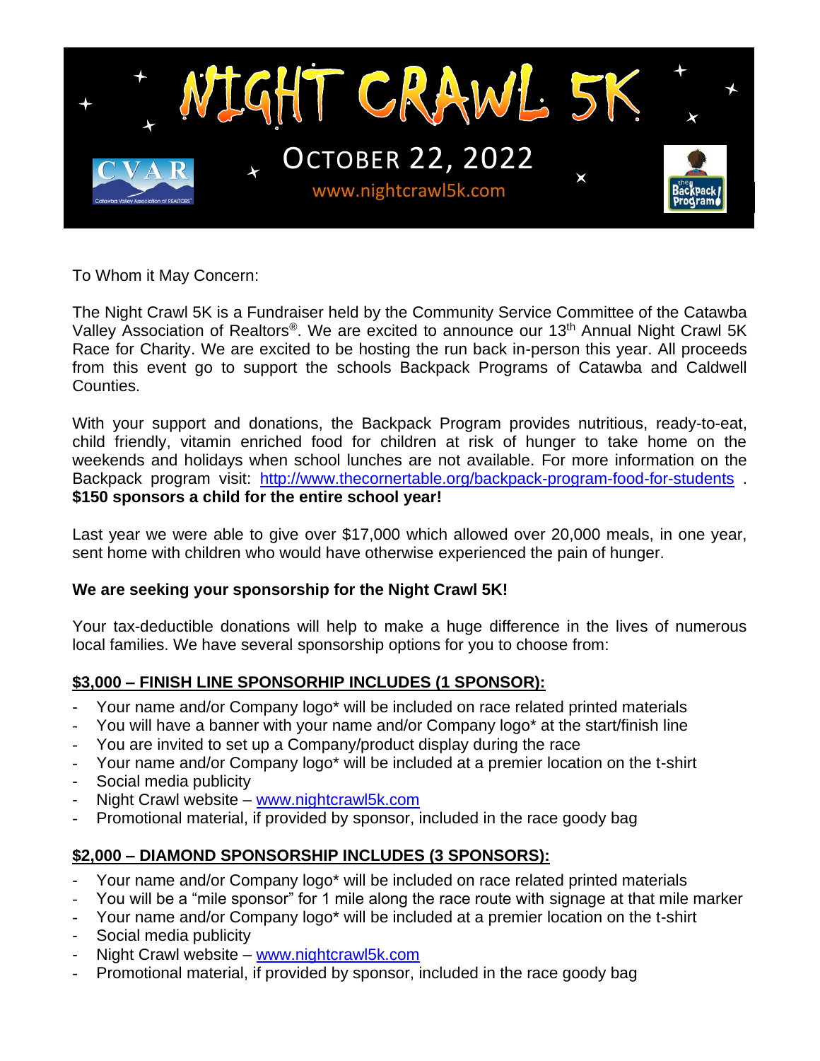# NIGHT CRAWL 5K

OCTOBER 22, 2022

www.nightcrawl5k.com

To Whom it May Concern:

The Night Crawl 5K is a Fundraiser held by the Community Service Committee of the Catawba Valley Association of Realtors®. We are excited to announce our 13th Annual Night Crawl 5K Race for Charity. We are excited to be hosting the run back in-person this year. All proceeds from this event go to support the schools Backpack Programs of Catawba and Caldwell Counties.

With your support and donations, the Backpack Program provides nutritious, ready-to-eat, child friendly, vitamin enriched food for children at risk of hunger to take home on the weekends and holidays when school lunches are not available. For more information on the Backpack program visit: [http://www.thecornertable.org/backpack-program-food-for-students](http://www.thecornertable.org/backpack-program-food-for-students) .
**$150 sponsors a child for the entire school year!**

Last year we were able to give over $17,000 which allowed over 20,000 meals, in one year, sent home with children who would have otherwise experienced the pain of hunger.

**We are seeking your sponsorship for the Night Crawl 5K!**

Your tax-deductible donations will help to make a huge difference in the lives of numerous local families. We have several sponsorship options for you to choose from:

**$3,000 – FINISH LINE SPONSORHIP INCLUDES (1 SPONSOR):**

- Your name and/or Company logo* will be included on race related printed materials
- You will have a banner with your name and/or Company logo* at the start/finish line
- You are invited to set up a Company/product display during the race
- Your name and/or Company logo* will be included at a premier location on the t-shirt
- Social media publicity
- Night Crawl website – [www.nightcrawl5k.com](http://www.nightcrawl5k.com)
- Promotional material, if provided by sponsor, included in the race goody bag

**$2,000 – DIAMOND SPONSORSHIP INCLUDES (3 SPONSORS):**

- Your name and/or Company logo* will be included on race related printed materials
- You will be a "mile sponsor" for 1 mile along the race route with signage at that mile marker
- Your name and/or Company logo* will be included at a premier location on the t-shirt
- Social media publicity
- Night Crawl website – [www.nightcrawl5k.com](http://www.nightcrawl5k.com)
- Promotional material, if provided by sponsor, included in the race goody bag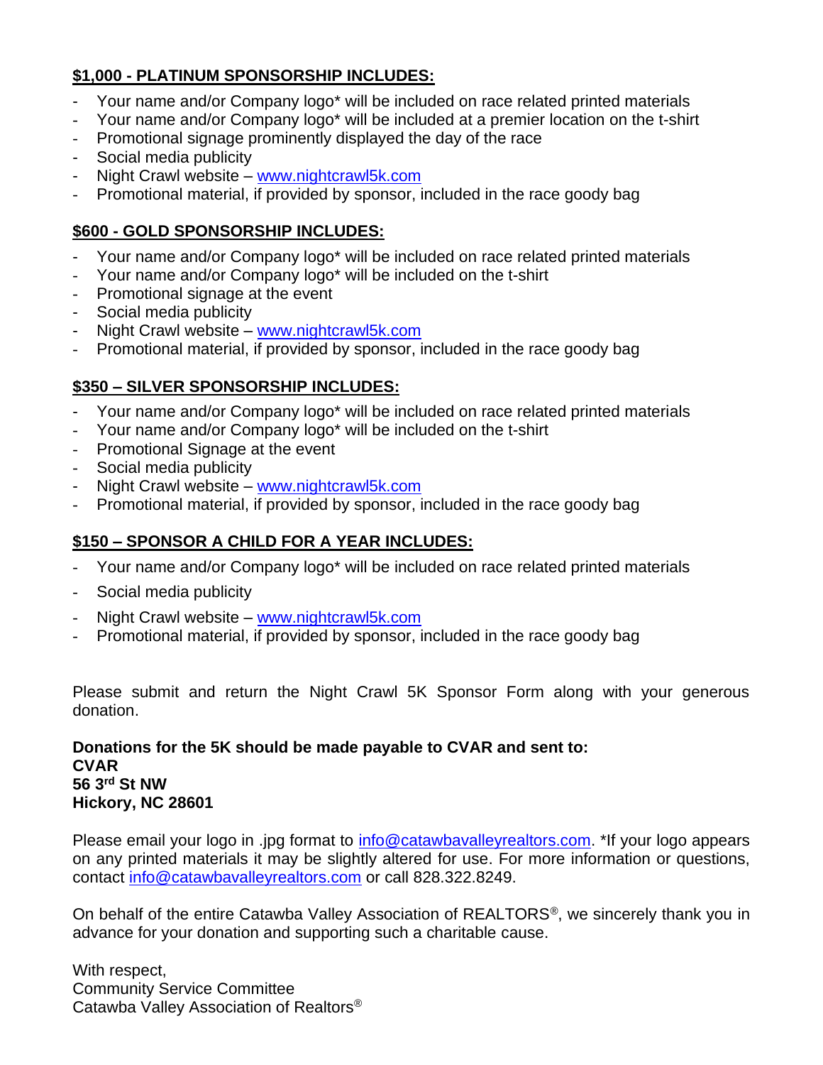**$1,000 - PLATINUM SPONSORSHIP INCLUDES:**

- Your name and/or Company logo* will be included on race related printed materials
- Your name and/or Company logo* will be included at a premier location on the t-shirt
- Promotional signage prominently displayed the day of the race
- Social media publicity
- Night Crawl website – www.nightcrawl5k.com
- Promotional material, if provided by sponsor, included in the race goody bag

**$600 - GOLD SPONSORSHIP INCLUDES:**

- Your name and/or Company logo* will be included on race related printed materials
- Your name and/or Company logo* will be included on the t-shirt
- Promotional signage at the event
- Social media publicity
- Night Crawl website – www.nightcrawl5k.com
- Promotional material, if provided by sponsor, included in the race goody bag

**$350 – SILVER SPONSORSHIP INCLUDES:**

- Your name and/or Company logo* will be included on race related printed materials
- Your name and/or Company logo* will be included on the t-shirt
- Promotional Signage at the event
- Social media publicity
- Night Crawl website – www.nightcrawl5k.com
- Promotional material, if provided by sponsor, included in the race goody bag

**$150 – SPONSOR A CHILD FOR A YEAR INCLUDES:**

- Your name and/or Company logo* will be included on race related printed materials
- Social media publicity
- Night Crawl website – www.nightcrawl5k.com
- Promotional material, if provided by sponsor, included in the race goody bag

Please submit and return the Night Crawl 5K Sponsor Form along with your generous donation.

**Donations for the 5K should be made payable to CVAR and sent to:**
**CVAR**
**56 3rd St NW**
**Hickory, NC 28601**

Please email your logo in .jpg format to info@catawbavalleyrealtors.com. *If your logo appears on any printed materials it may be slightly altered for use. For more information or questions, contact info@catawbavalleyrealtors.com or call 828.322.8249.

On behalf of the entire Catawba Valley Association of REALTORS®, we sincerely thank you in advance for your donation and supporting such a charitable cause.

With respect,
Community Service Committee
Catawba Valley Association of Realtors®